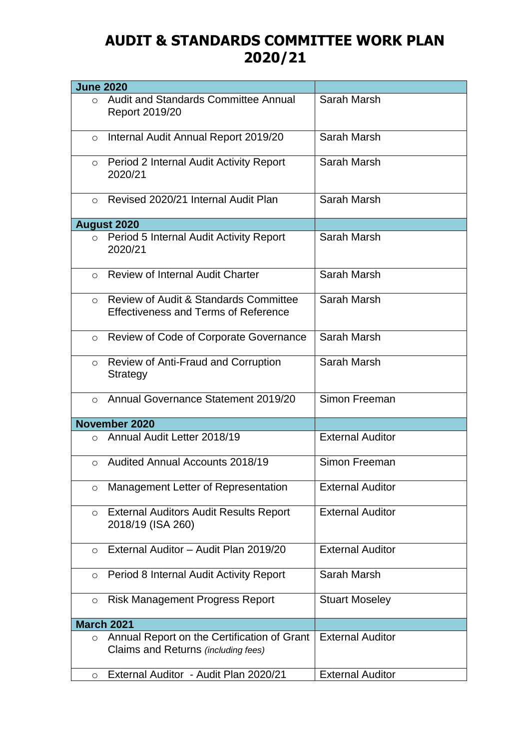# AUDIT & STANDARDS COMMITTEE WORK PLAN 2020/21

| **June 2020** | |
|---|---|
| ○ Audit and Standards Committee Annual Report 2019/20 | Sarah Marsh |
| ○ Internal Audit Annual Report 2019/20 | Sarah Marsh |
| ○ Period 2 Internal Audit Activity Report 2020/21 | Sarah Marsh |
| ○ Revised 2020/21 Internal Audit Plan | Sarah Marsh |
| **August 2020** | |
| ○ Period 5 Internal Audit Activity Report 2020/21 | Sarah Marsh |
| ○ Review of Internal Audit Charter | Sarah Marsh |
| ○ Review of Audit & Standards Committee Effectiveness and Terms of Reference | Sarah Marsh |
| ○ Review of Code of Corporate Governance | Sarah Marsh |
| ○ Review of Anti-Fraud and Corruption Strategy | Sarah Marsh |
| ○ Annual Governance Statement 2019/20 | Simon Freeman |
| **November 2020** | |
| ○ Annual Audit Letter 2018/19 | External Auditor |
| ○ Audited Annual Accounts 2018/19 | Simon Freeman |
| ○ Management Letter of Representation | External Auditor |
| ○ External Auditors Audit Results Report 2018/19 (ISA 260) | External Auditor |
| ○ External Auditor – Audit Plan 2019/20 | External Auditor |
| ○ Period 8 Internal Audit Activity Report | Sarah Marsh |
| ○ Risk Management Progress Report | Stuart Moseley |
| **March 2021** | |
| ○ Annual Report on the Certification of Grant Claims and Returns *(including fees)* | External Auditor |
| ○ External Auditor - Audit Plan 2020/21 | External Auditor |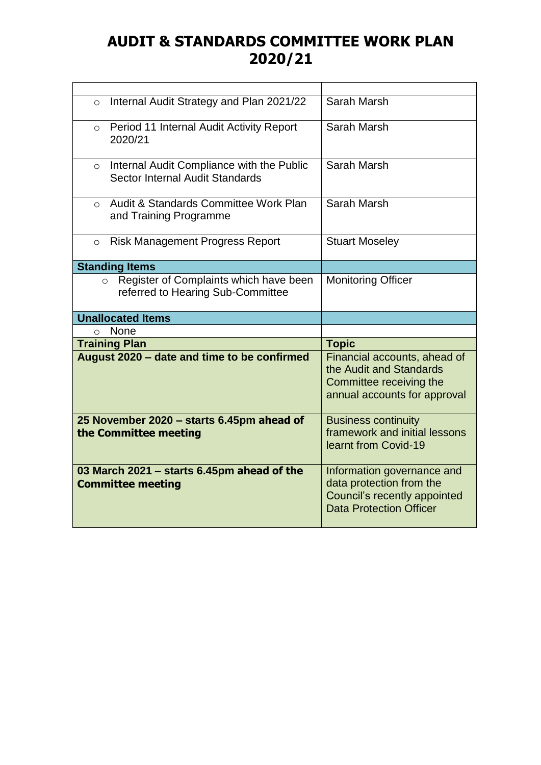# AUDIT & STANDARDS COMMITTEE WORK PLAN 2020/21

| | |
|---|---|
| ○ Internal Audit Strategy and Plan 2021/22 | Sarah Marsh |
| ○ Period 11 Internal Audit Activity Report 2020/21 | Sarah Marsh |
| ○ Internal Audit Compliance with the Public Sector Internal Audit Standards | Sarah Marsh |
| ○ Audit & Standards Committee Work Plan and Training Programme | Sarah Marsh |
| ○ Risk Management Progress Report | Stuart Moseley |
| **Standing Items** | |
| ○ Register of Complaints which have been referred to Hearing Sub-Committee | Monitoring Officer |
| **Unallocated Items** | |
| ○ None | |
| **Training Plan** | **Topic** |
| **August 2020 – date and time to be confirmed** | Financial accounts, ahead of the Audit and Standards Committee receiving the annual accounts for approval |
| **25 November 2020 – starts 6.45pm ahead of the Committee meeting** | Business continuity framework and initial lessons learnt from Covid-19 |
| **03 March 2021 – starts 6.45pm ahead of the Committee meeting** | Information governance and data protection from the Council's recently appointed Data Protection Officer |